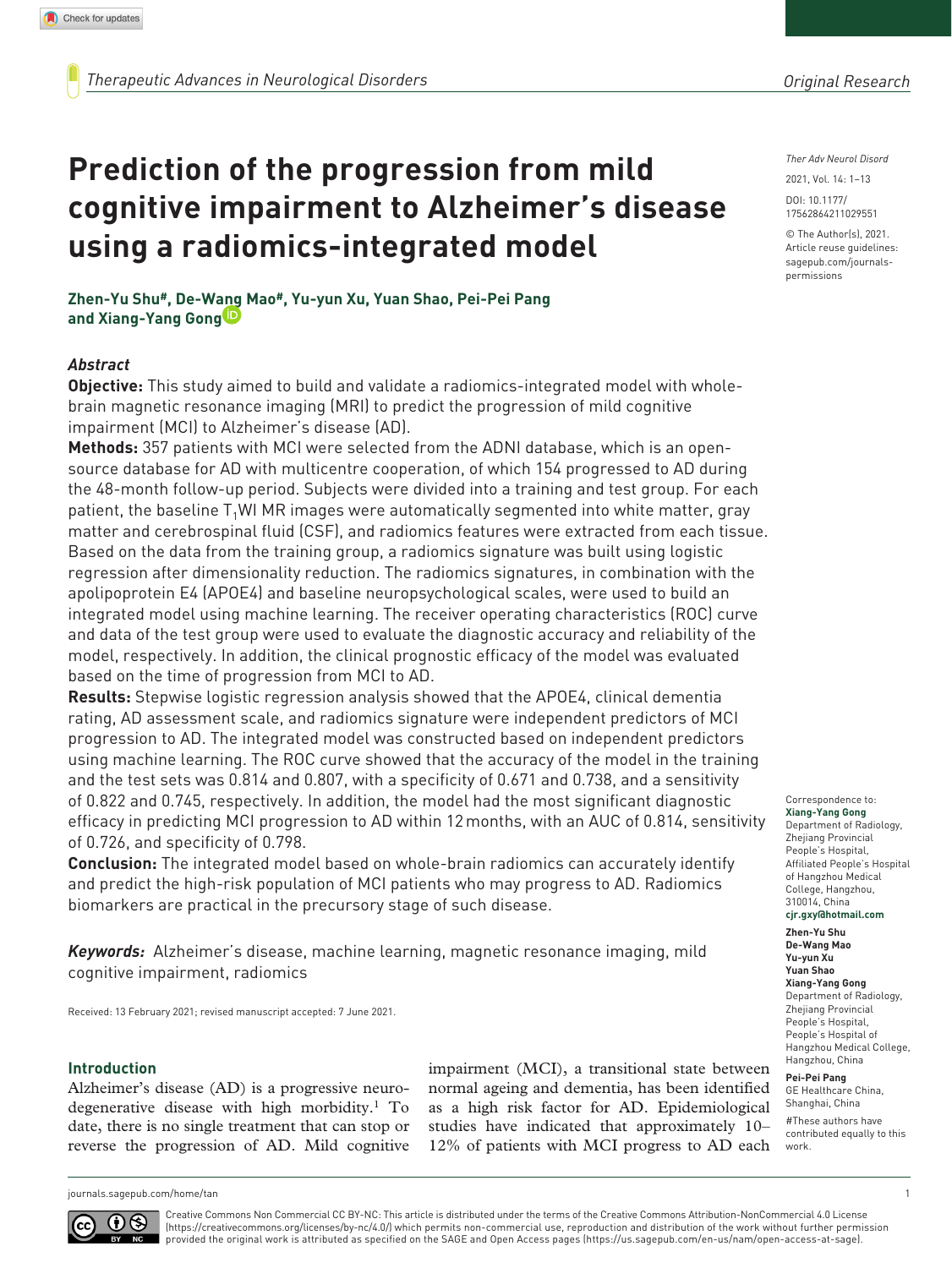Original Research

# Prediction of the progression from mild cognitive impairment to Alzheimer's disease using a radiomics-integrated model

**Zhen-Yu Shu#, De-Wang Mao#, Yu-yun Xu, Yuan Shao, Pei-Pei Pang and Xiang-Yang Gong**

Ther Adv Neurol Disord

2021, Vol. 14: 1–13

DOI: 10.1177/17562864211029551

© The Author(s), 2021. Article reuse guidelines: sagepub.com/journals-permissions

### Abstract

**Objective:** This study aimed to build and validate a radiomics-integrated model with whole-brain magnetic resonance imaging (MRI) to predict the progression of mild cognitive impairment (MCI) to Alzheimer's disease (AD).

**Methods:** 357 patients with MCI were selected from the ADNI database, which is an open-source database for AD with multicentre cooperation, of which 154 progressed to AD during the 48-month follow-up period. Subjects were divided into a training and test group. For each patient, the baseline $T_1$WI MR images were automatically segmented into white matter, gray matter and cerebrospinal fluid (CSF), and radiomics features were extracted from each tissue. Based on the data from the training group, a radiomics signature was built using logistic regression after dimensionality reduction. The radiomics signatures, in combination with the apolipoprotein E4 (APOE4) and baseline neuropsychological scales, were used to build an integrated model using machine learning. The receiver operating characteristics (ROC) curve and data of the test group were used to evaluate the diagnostic accuracy and reliability of the model, respectively. In addition, the clinical prognostic efficacy of the model was evaluated based on the time of progression from MCI to AD.

**Results:** Stepwise logistic regression analysis showed that the APOE4, clinical dementia rating, AD assessment scale, and radiomics signature were independent predictors of MCI progression to AD. The integrated model was constructed based on independent predictors using machine learning. The ROC curve showed that the accuracy of the model in the training and the test sets was 0.814 and 0.807, with a specificity of 0.671 and 0.738, and a sensitivity of 0.822 and 0.745, respectively. In addition, the model had the most significant diagnostic efficacy in predicting MCI progression to AD within 12 months, with an AUC of 0.814, sensitivity of 0.726, and specificity of 0.798.

**Conclusion:** The integrated model based on whole-brain radiomics can accurately identify and predict the high-risk population of MCI patients who may progress to AD. Radiomics biomarkers are practical in the precursory stage of such disease.

***Keywords:*** Alzheimer's disease, machine learning, magnetic resonance imaging, mild cognitive impairment, radiomics

Received: 13 February 2021; revised manuscript accepted: 7 June 2021.

Correspondence to:
**Xiang-Yang Gong**
Department of Radiology, Zhejiang Provincial People's Hospital, Affiliated People's Hospital of Hangzhou Medical College, Hangzhou, 310014, China
**cjr.gxy@hotmail.com**

**Zhen-Yu Shu**
**De-Wang Mao**
**Yu-yun Xu**
**Yuan Shao**
**Xiang-Yang Gong**
Department of Radiology, Zhejiang Provincial People's Hospital, People's Hospital of Hangzhou Medical College, Hangzhou, China

**Pei-Pei Pang**
GE Healthcare China, Shanghai, China

#These authors have contributed equally to this work.

## Introduction

Alzheimer's disease (AD) is a progressive neurodegenerative disease with high morbidity.[1] To date, there is no single treatment that can stop or reverse the progression of AD. Mild cognitive impairment (MCI), a transitional state between normal ageing and dementia, has been identified as a high risk factor for AD. Epidemiological studies have indicated that approximately 10–12% of patients with MCI progress to AD each

Creative Commons Non Commercial CC BY-NC: This article is distributed under the terms of the Creative Commons Attribution-NonCommercial 4.0 License (https://creativecommons.org/licenses/by-nc/4.0/) which permits non-commercial use, reproduction and distribution of the work without further permission provided the original work is attributed as specified on the SAGE and Open Access pages (https://us.sagepub.com/en-us/nam/open-access-at-sage).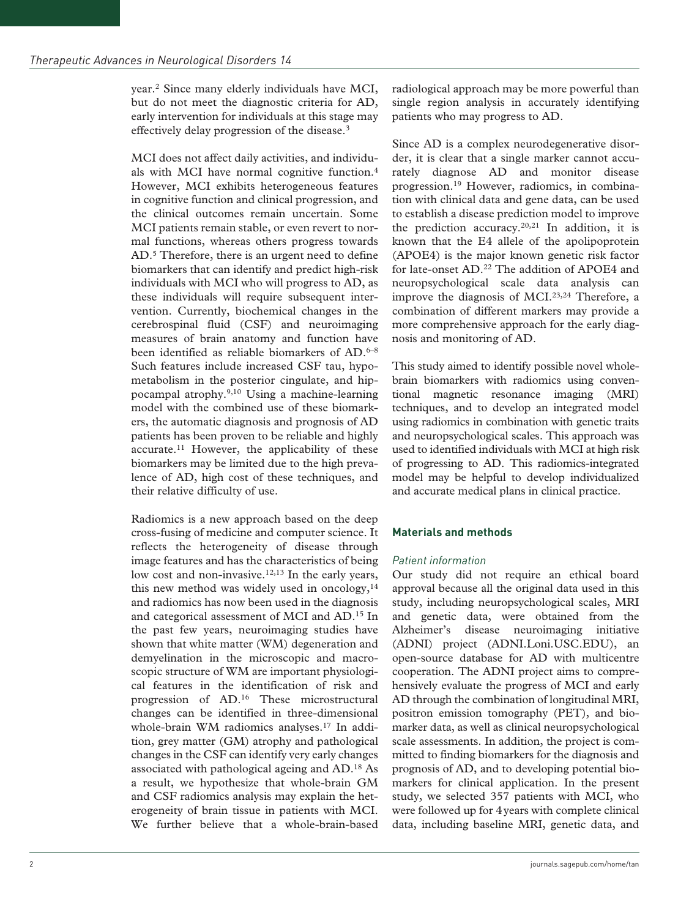year.[2] Since many elderly individuals have MCI, but do not meet the diagnostic criteria for AD, early intervention for individuals at this stage may effectively delay progression of the disease.[3]

MCI does not affect daily activities, and individuals with MCI have normal cognitive function.[4] However, MCI exhibits heterogeneous features in cognitive function and clinical progression, and the clinical outcomes remain uncertain. Some MCI patients remain stable, or even revert to normal functions, whereas others progress towards AD.[5] Therefore, there is an urgent need to define biomarkers that can identify and predict high-risk individuals with MCI who will progress to AD, as these individuals will require subsequent intervention. Currently, biochemical changes in the cerebrospinal fluid (CSF) and neuroimaging measures of brain anatomy and function have been identified as reliable biomarkers of AD.[6–8] Such features include increased CSF tau, hypometabolism in the posterior cingulate, and hippocampal atrophy.[9,10] Using a machine-learning model with the combined use of these biomarkers, the automatic diagnosis and prognosis of AD patients has been proven to be reliable and highly accurate.[11] However, the applicability of these biomarkers may be limited due to the high prevalence of AD, high cost of these techniques, and their relative difficulty of use.

Radiomics is a new approach based on the deep cross-fusing of medicine and computer science. It reflects the heterogeneity of disease through image features and has the characteristics of being low cost and non-invasive.[12,13] In the early years, this new method was widely used in oncology,[14] and radiomics has now been used in the diagnosis and categorical assessment of MCI and AD.[15] In the past few years, neuroimaging studies have shown that white matter (WM) degeneration and demyelination in the microscopic and macroscopic structure of WM are important physiological features in the identification of risk and progression of AD.[16] These microstructural changes can be identified in three-dimensional whole-brain WM radiomics analyses.[17] In addition, grey matter (GM) atrophy and pathological changes in the CSF can identify very early changes associated with pathological ageing and AD.[18] As a result, we hypothesize that whole-brain GM and CSF radiomics analysis may explain the heterogeneity of brain tissue in patients with MCI. We further believe that a whole-brain-based radiological approach may be more powerful than single region analysis in accurately identifying patients who may progress to AD.

Since AD is a complex neurodegenerative disorder, it is clear that a single marker cannot accurately diagnose AD and monitor disease progression.[19] However, radiomics, in combination with clinical data and gene data, can be used to establish a disease prediction model to improve the prediction accuracy.[20,21] In addition, it is known that the E4 allele of the apolipoprotein (APOE4) is the major known genetic risk factor for late-onset AD.[22] The addition of APOE4 and neuropsychological scale data analysis can improve the diagnosis of MCI.[23,24] Therefore, a combination of different markers may provide a more comprehensive approach for the early diagnosis and monitoring of AD.

This study aimed to identify possible novel whole-brain biomarkers with radiomics using conventional magnetic resonance imaging (MRI) techniques, and to develop an integrated model using radiomics in combination with genetic traits and neuropsychological scales. This approach was used to identified individuals with MCI at high risk of progressing to AD. This radiomics-integrated model may be helpful to develop individualized and accurate medical plans in clinical practice.

## Materials and methods

### *Patient information*

Our study did not require an ethical board approval because all the original data used in this study, including neuropsychological scales, MRI and genetic data, were obtained from the Alzheimer's disease neuroimaging initiative (ADNI) project (ADNI.Loni.USC.EDU), an open-source database for AD with multicentre cooperation. The ADNI project aims to comprehensively evaluate the progress of MCI and early AD through the combination of longitudinal MRI, positron emission tomography (PET), and biomarker data, as well as clinical neuropsychological scale assessments. In addition, the project is committed to finding biomarkers for the diagnosis and prognosis of AD, and to developing potential biomarkers for clinical application. In the present study, we selected 357 patients with MCI, who were followed up for 4 years with complete clinical data, including baseline MRI, genetic data, and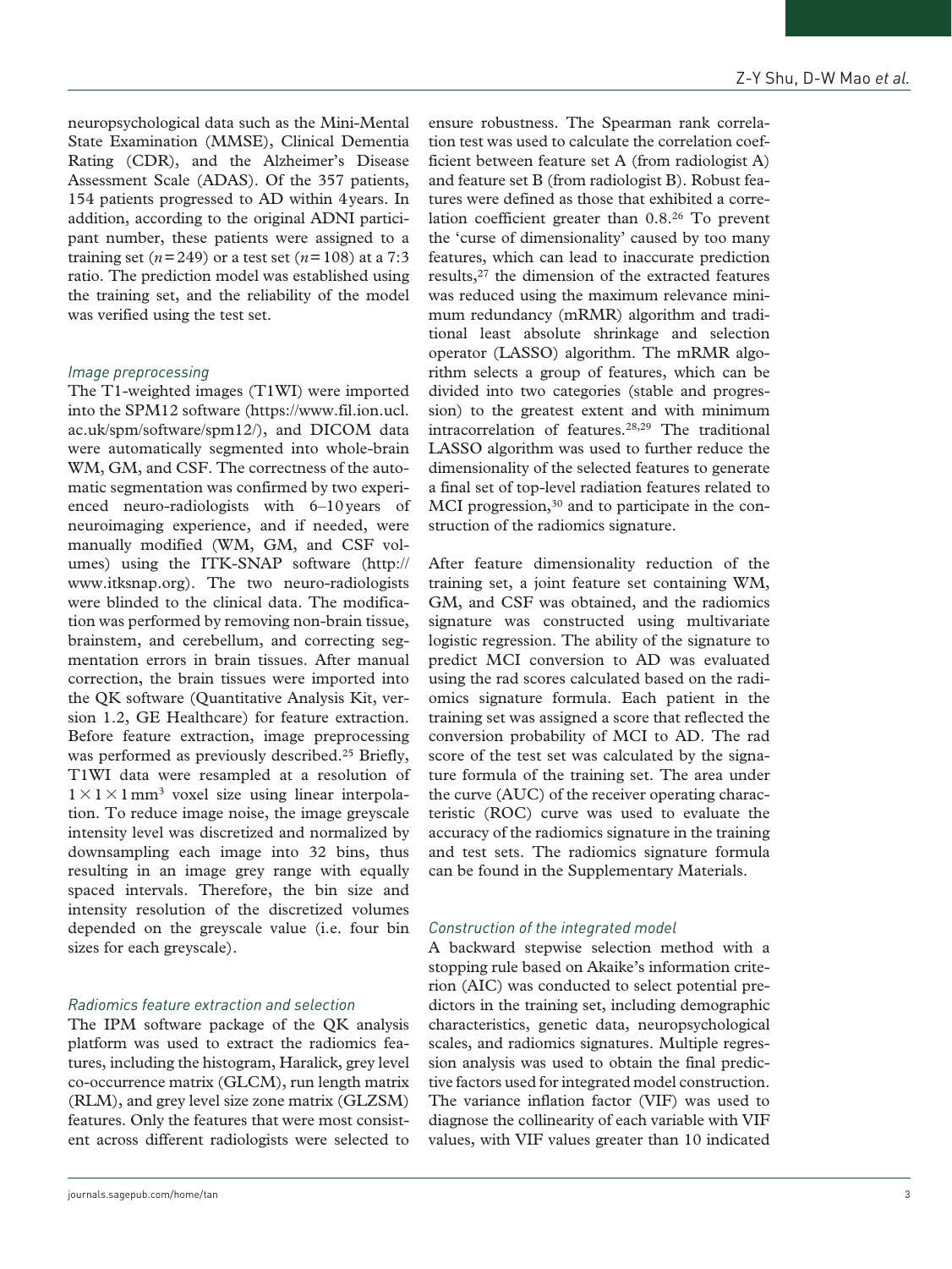neuropsychological data such as the Mini-Mental State Examination (MMSE), Clinical Dementia Rating (CDR), and the Alzheimer's Disease Assessment Scale (ADAS). Of the 357 patients, 154 patients progressed to AD within 4 years. In addition, according to the original ADNI participant number, these patients were assigned to a training set ($n = 249$) or a test set ($n = 108$) at a 7:3 ratio. The prediction model was established using the training set, and the reliability of the model was verified using the test set.

### *Image preprocessing*

The T1-weighted images (T1WI) were imported into the SPM12 software (https://www.fil.ion.ucl.ac.uk/spm/software/spm12/), and DICOM data were automatically segmented into whole-brain WM, GM, and CSF. The correctness of the automatic segmentation was confirmed by two experienced neuro-radiologists with 6–10 years of neuroimaging experience, and if needed, were manually modified (WM, GM, and CSF volumes) using the ITK-SNAP software (http://www.itksnap.org). The two neuro-radiologists were blinded to the clinical data. The modification was performed by removing non-brain tissue, brainstem, and cerebellum, and correcting segmentation errors in brain tissues. After manual correction, the brain tissues were imported into the QK software (Quantitative Analysis Kit, version 1.2, GE Healthcare) for feature extraction. Before feature extraction, image preprocessing was performed as previously described.[25] Briefly, T1WI data were resampled at a resolution of $1 \times 1 \times 1\,\text{mm}^3$ voxel size using linear interpolation. To reduce image noise, the image greyscale intensity level was discretized and normalized by downsampling each image into 32 bins, thus resulting in an image grey range with equally spaced intervals. Therefore, the bin size and intensity resolution of the discretized volumes depended on the greyscale value (i.e. four bin sizes for each greyscale).

### *Radiomics feature extraction and selection*

The IPM software package of the QK analysis platform was used to extract the radiomics features, including the histogram, Haralick, grey level co-occurrence matrix (GLCM), run length matrix (RLM), and grey level size zone matrix (GLZSM) features. Only the features that were most consistent across different radiologists were selected to ensure robustness. The Spearman rank correlation test was used to calculate the correlation coefficient between feature set A (from radiologist A) and feature set B (from radiologist B). Robust features were defined as those that exhibited a correlation coefficient greater than 0.8.[26] To prevent the 'curse of dimensionality' caused by too many features, which can lead to inaccurate prediction results,[27] the dimension of the extracted features was reduced using the maximum relevance minimum redundancy (mRMR) algorithm and traditional least absolute shrinkage and selection operator (LASSO) algorithm. The mRMR algorithm selects a group of features, which can be divided into two categories (stable and progression) to the greatest extent and with minimum intracorrelation of features.[28,29] The traditional LASSO algorithm was used to further reduce the dimensionality of the selected features to generate a final set of top-level radiation features related to MCI progression,[30] and to participate in the construction of the radiomics signature.

After feature dimensionality reduction of the training set, a joint feature set containing WM, GM, and CSF was obtained, and the radiomics signature was constructed using multivariate logistic regression. The ability of the signature to predict MCI conversion to AD was evaluated using the rad scores calculated based on the radiomics signature formula. Each patient in the training set was assigned a score that reflected the conversion probability of MCI to AD. The rad score of the test set was calculated by the signature formula of the training set. The area under the curve (AUC) of the receiver operating characteristic (ROC) curve was used to evaluate the accuracy of the radiomics signature in the training and test sets. The radiomics signature formula can be found in the Supplementary Materials.

### *Construction of the integrated model*

A backward stepwise selection method with a stopping rule based on Akaike's information criterion (AIC) was conducted to select potential predictors in the training set, including demographic characteristics, genetic data, neuropsychological scales, and radiomics signatures. Multiple regression analysis was used to obtain the final predictive factors used for integrated model construction. The variance inflation factor (VIF) was used to diagnose the collinearity of each variable with VIF values, with VIF values greater than 10 indicated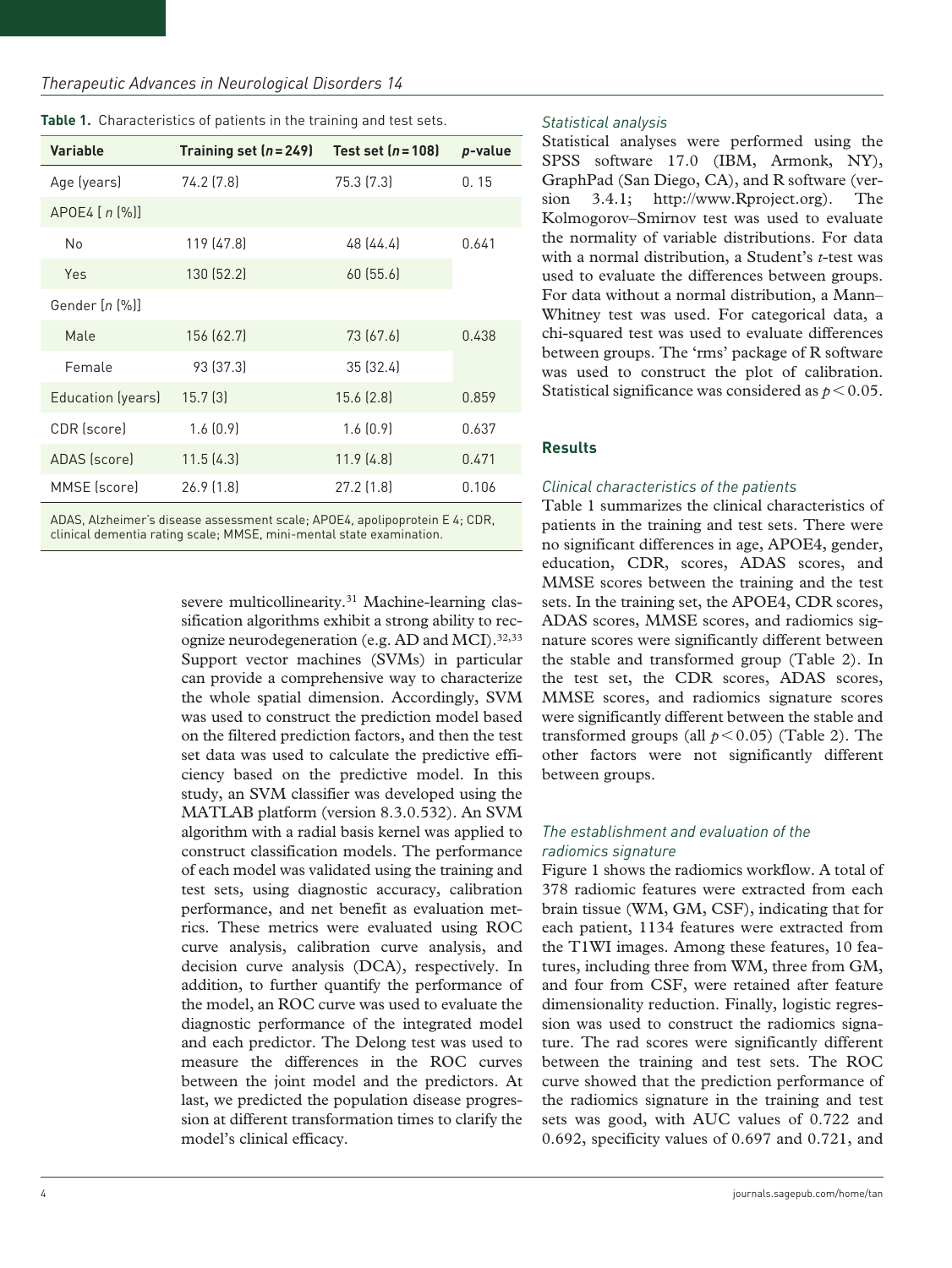**Table 1.** Characteristics of patients in the training and test sets.

| Variable | Training set ($n = 249$) | Test set ($n = 108$) | *p*-value |
|---|---|---|---|
| Age (years) | 74.2 (7.8) | 75.3 (7.3) | 0. 15 |
| APOE4 [ *n* (%)] | | | |
| No | 119 (47.8) | 48 (44.4) | 0.641 |
| Yes | 130 (52.2) | 60 (55.6) | |
| Gender [*n* (%)] | | | |
| Male | 156 (62.7) | 73 (67.6) | 0.438 |
| Female | 93 (37.3) | 35 (32.4) | |
| Education (years) | 15.7 (3) | 15.6 (2.8) | 0.859 |
| CDR (score) | 1.6 (0.9) | 1.6 (0.9) | 0.637 |
| ADAS (score) | 11.5 (4.3) | 11.9 (4.8) | 0.471 |
| MMSE (score) | 26.9 (1.8) | 27.2 (1.8) | 0.106 |

ADAS, Alzheimer's disease assessment scale; APOE4, apolipoprotein E 4; CDR, clinical dementia rating scale; MMSE, mini-mental state examination.

severe multicollinearity.[31] Machine-learning classification algorithms exhibit a strong ability to recognize neurodegeneration (e.g. AD and MCI).[32,33] Support vector machines (SVMs) in particular can provide a comprehensive way to characterize the whole spatial dimension. Accordingly, SVM was used to construct the prediction model based on the filtered prediction factors, and then the test set data was used to calculate the predictive efficiency based on the predictive model. In this study, an SVM classifier was developed using the MATLAB platform (version 8.3.0.532). An SVM algorithm with a radial basis kernel was applied to construct classification models. The performance of each model was validated using the training and test sets, using diagnostic accuracy, calibration performance, and net benefit as evaluation metrics. These metrics were evaluated using ROC curve analysis, calibration curve analysis, and decision curve analysis (DCA), respectively. In addition, to further quantify the performance of the model, an ROC curve was used to evaluate the diagnostic performance of the integrated model and each predictor. The Delong test was used to measure the differences in the ROC curves between the joint model and the predictors. At last, we predicted the population disease progression at different transformation times to clarify the model's clinical efficacy.

### *Statistical analysis*

Statistical analyses were performed using the SPSS software 17.0 (IBM, Armonk, NY), GraphPad (San Diego, CA), and R software (version 3.4.1; http://www.Rproject.org). The Kolmogorov–Smirnov test was used to evaluate the normality of variable distributions. For data with a normal distribution, a Student's *t*-test was used to evaluate the differences between groups. For data without a normal distribution, a Mann–Whitney test was used. For categorical data, a chi-squared test was used to evaluate differences between groups. The 'rms' package of R software was used to construct the plot of calibration. Statistical significance was considered as $p < 0.05$.

## Results

### *Clinical characteristics of the patients*

Table 1 summarizes the clinical characteristics of patients in the training and test sets. There were no significant differences in age, APOE4, gender, education, CDR, scores, ADAS scores, and MMSE scores between the training and the test sets. In the training set, the APOE4, CDR scores, ADAS scores, MMSE scores, and radiomics signature scores were significantly different between the stable and transformed group (Table 2). In the test set, the CDR scores, ADAS scores, MMSE scores, and radiomics signature scores were significantly different between the stable and transformed groups (all $p < 0.05$) (Table 2). The other factors were not significantly different between groups.

### *The establishment and evaluation of the radiomics signature*

Figure 1 shows the radiomics workflow. A total of 378 radiomic features were extracted from each brain tissue (WM, GM, CSF), indicating that for each patient, 1134 features were extracted from the T1WI images. Among these features, 10 features, including three from WM, three from GM, and four from CSF, were retained after feature dimensionality reduction. Finally, logistic regression was used to construct the radiomics signature. The rad scores were significantly different between the training and test sets. The ROC curve showed that the prediction performance of the radiomics signature in the training and test sets was good, with AUC values of 0.722 and 0.692, specificity values of 0.697 and 0.721, and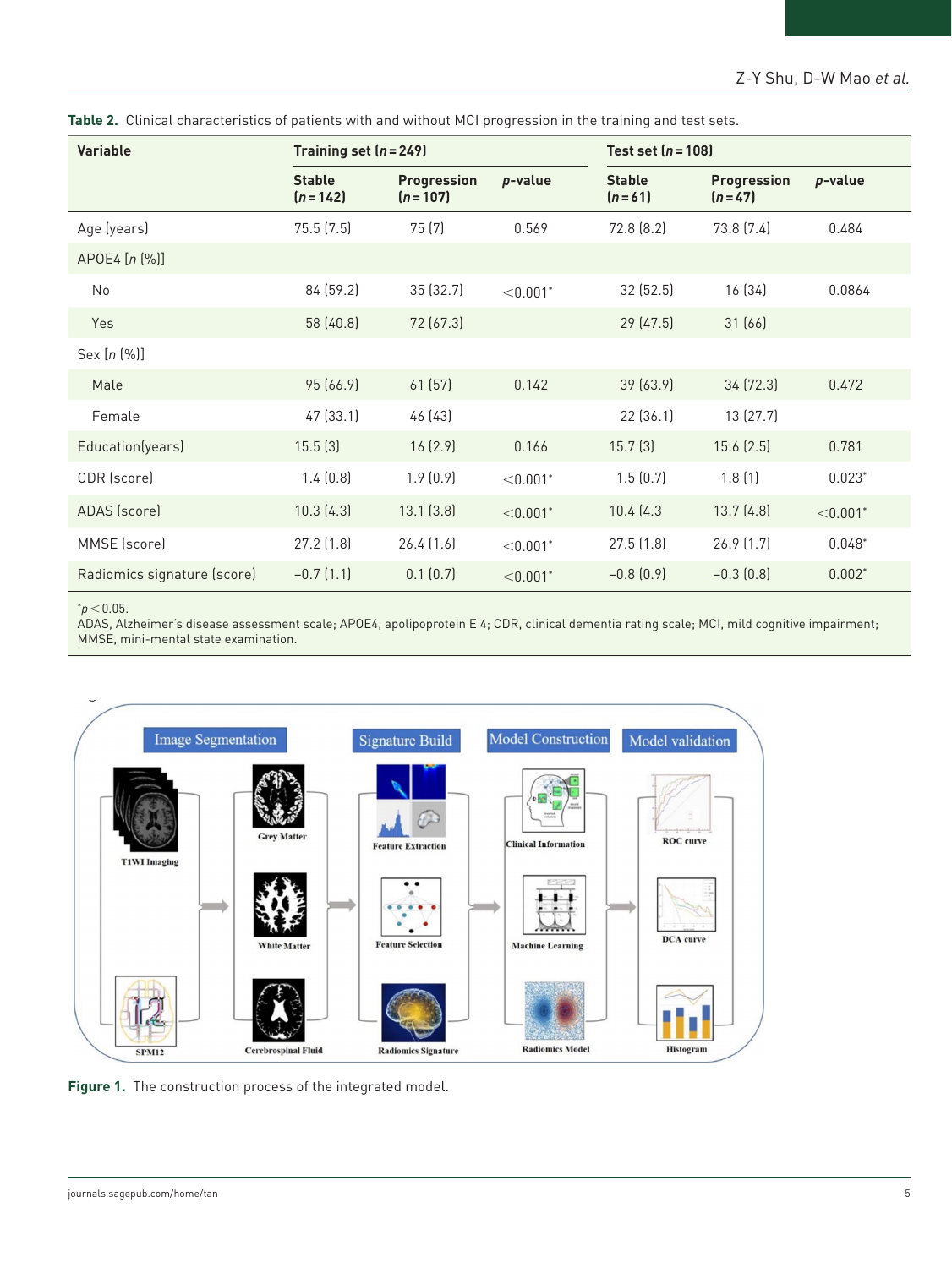**Table 2.** Clinical characteristics of patients with and without MCI progression in the training and test sets.

| Variable | Training set (n = 249) | | | Test set (n = 108) | | |
|---|---|---|---|---|---|---|
| | Stable (n = 142) | Progression (n = 107) | p-value | Stable (n = 61) | Progression (n = 47) | p-value |
| Age (years) | 75.5 (7.5) | 75 (7) | 0.569 | 72.8 (8.2) | 73.8 (7.4) | 0.484 |
| APOE4 [n (%)] | | | | | | |
| No | 84 (59.2) | 35 (32.7) | <0.001* | 32 (52.5) | 16 (34) | 0.0864 |
| Yes | 58 (40.8) | 72 (67.3) | | 29 (47.5) | 31 (66) | |
| Sex [n (%)] | | | | | | |
| Male | 95 (66.9) | 61 (57) | 0.142 | 39 (63.9) | 34 (72.3) | 0.472 |
| Female | 47 (33.1) | 46 (43) | | 22 (36.1) | 13 (27.7) | |
| Education(years) | 15.5 (3) | 16 (2.9) | 0.166 | 15.7 (3) | 15.6 (2.5) | 0.781 |
| CDR (score) | 1.4 (0.8) | 1.9 (0.9) | <0.001* | 1.5 (0.7) | 1.8 (1) | 0.023* |
| ADAS (score) | 10.3 (4.3) | 13.1 (3.8) | <0.001* | 10.4 (4.3 | 13.7 (4.8) | <0.001* |
| MMSE (score) | 27.2 (1.8) | 26.4 (1.6) | <0.001* | 27.5 (1.8) | 26.9 (1.7) | 0.048* |
| Radiomics signature (score) | −0.7 (1.1) | 0.1 (0.7) | <0.001* | −0.8 (0.9) | −0.3 (0.8) | 0.002* |

*$p < 0.05$.
ADAS, Alzheimer's disease assessment scale; APOE4, apolipoprotein E 4; CDR, clinical dementia rating scale; MCI, mild cognitive impairment; MMSE, mini-mental state examination.

**Figure 1.** The construction process of the integrated model.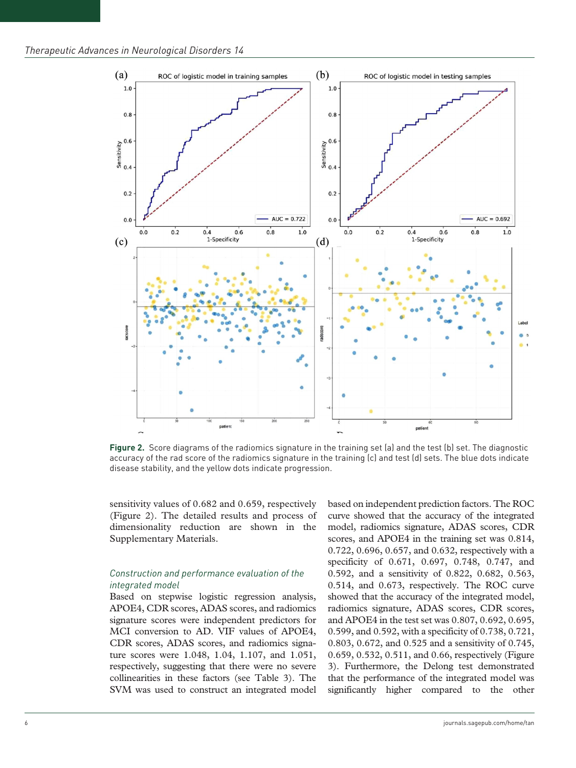Figure 2. Score diagrams of the radiomics signature in the training set (a) and the test (b) set. The diagnostic accuracy of the rad score of the radiomics signature in the training (c) and test (d) sets. The blue dots indicate disease stability, and the yellow dots indicate progression.

sensitivity values of 0.682 and 0.659, respectively (Figure 2). The detailed results and process of dimensionality reduction are shown in the Supplementary Materials.

### *Construction and performance evaluation of the integrated model*

Based on stepwise logistic regression analysis, APOE4, CDR scores, ADAS scores, and radiomics signature scores were independent predictors for MCI conversion to AD. VIF values of APOE4, CDR scores, ADAS scores, and radiomics signature scores were 1.048, 1.04, 1.107, and 1.051, respectively, suggesting that there were no severe collinearities in these factors (see Table 3). The SVM was used to construct an integrated model based on independent prediction factors. The ROC curve showed that the accuracy of the integrated model, radiomics signature, ADAS scores, CDR scores, and APOE4 in the training set was 0.814, 0.722, 0.696, 0.657, and 0.632, respectively with a specificity of 0.671, 0.697, 0.748, 0.747, and 0.592, and a sensitivity of 0.822, 0.682, 0.563, 0.514, and 0.673, respectively. The ROC curve showed that the accuracy of the integrated model, radiomics signature, ADAS scores, CDR scores, and APOE4 in the test set was 0.807, 0.692, 0.695, 0.599, and 0.592, with a specificity of 0.738, 0.721, 0.803, 0.672, and 0.525 and a sensitivity of 0.745, 0.659, 0.532, 0.511, and 0.66, respectively (Figure 3). Furthermore, the Delong test demonstrated that the performance of the integrated model was significantly higher compared to the other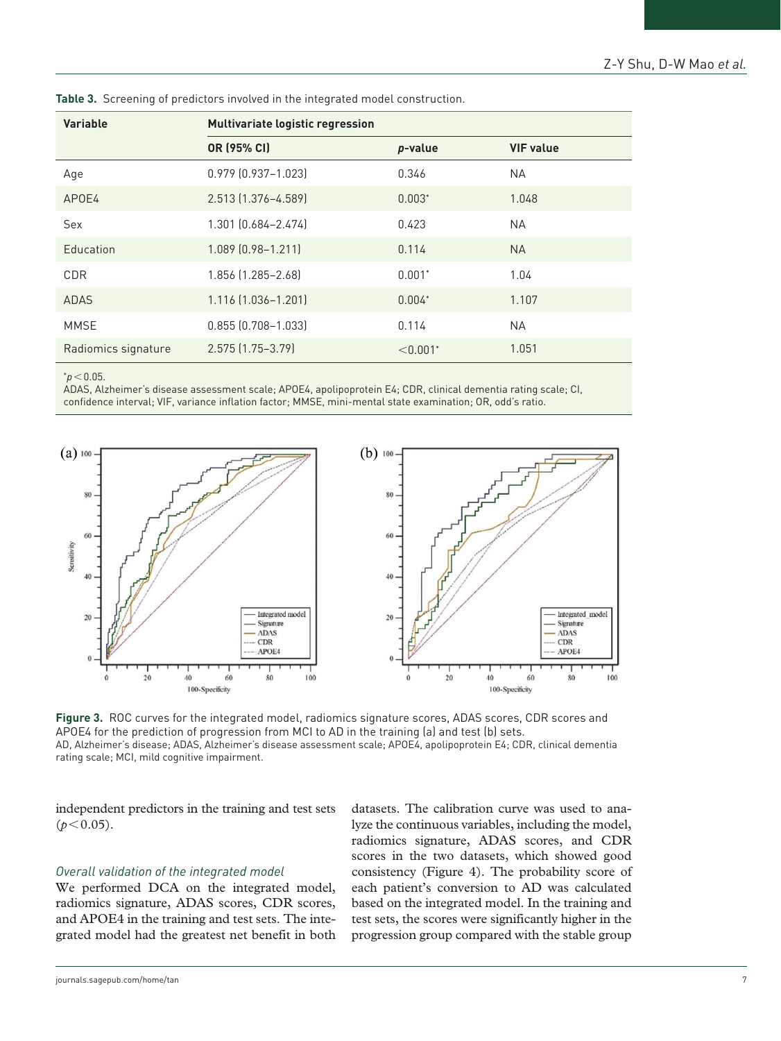**Table 3.** Screening of predictors involved in the integrated model construction.

| Variable | Multivariate logistic regression | | |
|---|---|---|---|
| | OR (95% CI) | *p*-value | VIF value |
| Age | 0.979 (0.937–1.023) | 0.346 | NA |
| APOE4 | 2.513 (1.376–4.589) | 0.003* | 1.048 |
| Sex | 1.301 (0.684–2.474) | 0.423 | NA |
| Education | 1.089 (0.98–1.211) | 0.114 | NA |
| CDR | 1.856 (1.285–2.68) | 0.001* | 1.04 |
| ADAS | 1.116 (1.036–1.201) | 0.004* | 1.107 |
| MMSE | 0.855 (0.708–1.033) | 0.114 | NA |
| Radiomics signature | 2.575 (1.75–3.79) | <0.001* | 1.051 |

*$p < 0.05$.
ADAS, Alzheimer's disease assessment scale; APOE4, apolipoprotein E4; CDR, clinical dementia rating scale; CI, confidence interval; VIF, variance inflation factor; MMSE, mini-mental state examination; OR, odd's ratio.

**Figure 3.** ROC curves for the integrated model, radiomics signature scores, ADAS scores, CDR scores and APOE4 for the prediction of progression from MCI to AD in the training (a) and test (b) sets.
AD, Alzheimer's disease; ADAS, Alzheimer's disease assessment scale; APOE4, apolipoprotein E4; CDR, clinical dementia rating scale; MCI, mild cognitive impairment.

independent predictors in the training and test sets ($p < 0.05$).

### *Overall validation of the integrated model*

We performed DCA on the integrated model, radiomics signature, ADAS scores, CDR scores, and APOE4 in the training and test sets. The integrated model had the greatest net benefit in both datasets. The calibration curve was used to analyze the continuous variables, including the model, radiomics signature, ADAS scores, and CDR scores in the two datasets, which showed good consistency (Figure 4). The probability score of each patient's conversion to AD was calculated based on the integrated model. In the training and test sets, the scores were significantly higher in the progression group compared with the stable group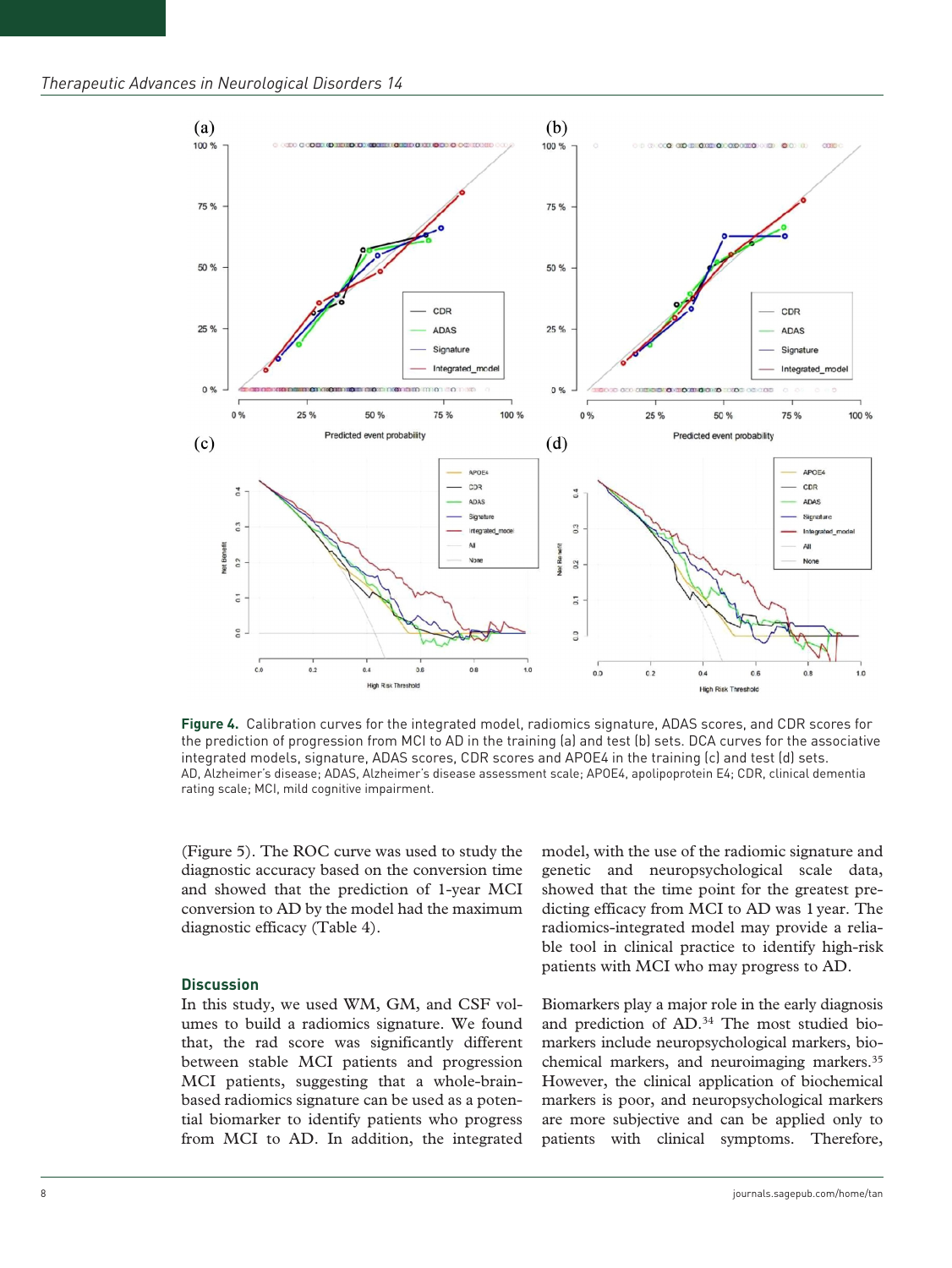Figure 4. Calibration curves for the integrated model, radiomics signature, ADAS scores, and CDR scores for the prediction of progression from MCI to AD in the training (a) and test (b) sets. DCA curves for the associative integrated models, signature, ADAS scores, CDR scores and APOE4 in the training (c) and test (d) sets.
AD, Alzheimer's disease; ADAS, Alzheimer's disease assessment scale; APOE4, apolipoprotein E4; CDR, clinical dementia rating scale; MCI, mild cognitive impairment.

(Figure 5). The ROC curve was used to study the diagnostic accuracy based on the conversion time and showed that the prediction of 1-year MCI conversion to AD by the model had the maximum diagnostic efficacy (Table 4).

## Discussion

In this study, we used WM, GM, and CSF volumes to build a radiomics signature. We found that, the rad score was significantly different between stable MCI patients and progression MCI patients, suggesting that a whole-brain-based radiomics signature can be used as a potential biomarker to identify patients who progress from MCI to AD. In addition, the integrated model, with the use of the radiomic signature and genetic and neuropsychological scale data, showed that the time point for the greatest predicting efficacy from MCI to AD was 1 year. The radiomics-integrated model may provide a reliable tool in clinical practice to identify high-risk patients with MCI who may progress to AD.

Biomarkers play a major role in the early diagnosis and prediction of AD.[34] The most studied biomarkers include neuropsychological markers, biochemical markers, and neuroimaging markers.[35] However, the clinical application of biochemical markers is poor, and neuropsychological markers are more subjective and can be applied only to patients with clinical symptoms. Therefore,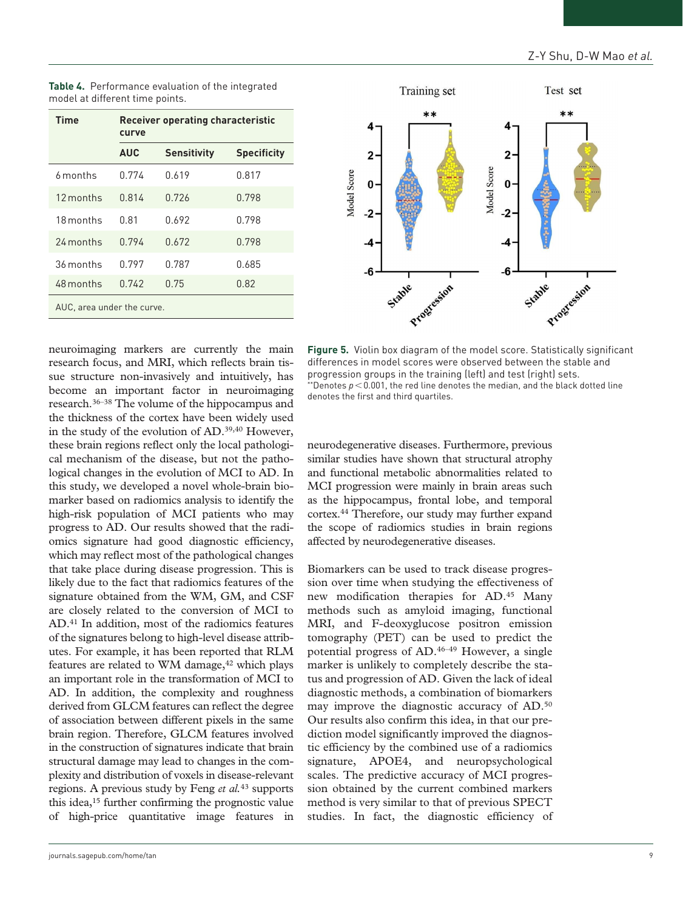**Table 4.** Performance evaluation of the integrated model at different time points.

| Time | Receiver operating characteristic curve | | |
|---|---|---|---|
| | AUC | Sensitivity | Specificity |
| 6 months | 0.774 | 0.619 | 0.817 |
| 12 months | 0.814 | 0.726 | 0.798 |
| 18 months | 0.81 | 0.692 | 0.798 |
| 24 months | 0.794 | 0.672 | 0.798 |
| 36 months | 0.797 | 0.787 | 0.685 |
| 48 months | 0.742 | 0.75 | 0.82 |

AUC, area under the curve.

**Figure 5.** Violin box diagram of the model score. Statistically significant differences in model scores were observed between the stable and progression groups in the training (left) and test (right) sets.
**Denotes $p < 0.001$, the red line denotes the median, and the black dotted line denotes the first and third quartiles.

neuroimaging markers are currently the main research focus, and MRI, which reflects brain tissue structure non-invasively and intuitively, has become an important factor in neuroimaging research.[36–38] The volume of the hippocampus and the thickness of the cortex have been widely used in the study of the evolution of AD.[39,40] However, these brain regions reflect only the local pathological mechanism of the disease, but not the pathological changes in the evolution of MCI to AD. In this study, we developed a novel whole-brain biomarker based on radiomics analysis to identify the high-risk population of MCI patients who may progress to AD. Our results showed that the radiomics signature had good diagnostic efficiency, which may reflect most of the pathological changes that take place during disease progression. This is likely due to the fact that radiomics features of the signature obtained from the WM, GM, and CSF are closely related to the conversion of MCI to AD.[41] In addition, most of the radiomics features of the signatures belong to high-level disease attributes. For example, it has been reported that RLM features are related to WM damage,[42] which plays an important role in the transformation of MCI to AD. In addition, the complexity and roughness derived from GLCM features can reflect the degree of association between different pixels in the same brain region. Therefore, GLCM features involved in the construction of signatures indicate that brain structural damage may lead to changes in the complexity and distribution of voxels in disease-relevant regions. A previous study by Feng *et al.*[43] supports this idea,[15] further confirming the prognostic value of high-price quantitative image features in neurodegenerative diseases. Furthermore, previous similar studies have shown that structural atrophy and functional metabolic abnormalities related to MCI progression were mainly in brain areas such as the hippocampus, frontal lobe, and temporal cortex.[44] Therefore, our study may further expand the scope of radiomics studies in brain regions affected by neurodegenerative diseases.

Biomarkers can be used to track disease progression over time when studying the effectiveness of new modification therapies for AD.[45] Many methods such as amyloid imaging, functional MRI, and F-deoxyglucose positron emission tomography (PET) can be used to predict the potential progress of AD.[46–49] However, a single marker is unlikely to completely describe the status and progression of AD. Given the lack of ideal diagnostic methods, a combination of biomarkers may improve the diagnostic accuracy of AD.[50] Our results also confirm this idea, in that our prediction model significantly improved the diagnostic efficiency by the combined use of a radiomics signature, APOE4, and neuropsychological scales. The predictive accuracy of MCI progression obtained by the current combined markers method is very similar to that of previous SPECT studies. In fact, the diagnostic efficiency of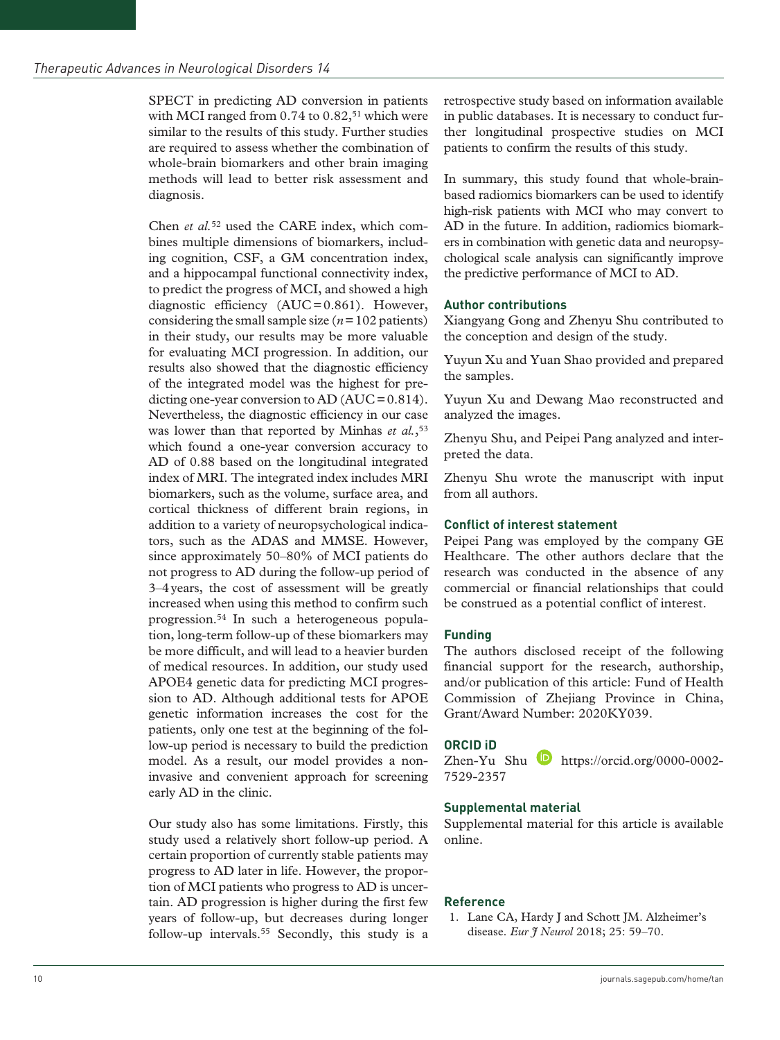SPECT in predicting AD conversion in patients with MCI ranged from 0.74 to 0.82,[51] which were similar to the results of this study. Further studies are required to assess whether the combination of whole-brain biomarkers and other brain imaging methods will lead to better risk assessment and diagnosis.

Chen *et al.*[52] used the CARE index, which combines multiple dimensions of biomarkers, including cognition, CSF, a GM concentration index, and a hippocampal functional connectivity index, to predict the progress of MCI, and showed a high diagnostic efficiency (AUC = 0.861). However, considering the small sample size ($n = 102$ patients) in their study, our results may be more valuable for evaluating MCI progression. In addition, our results also showed that the diagnostic efficiency of the integrated model was the highest for predicting one-year conversion to AD (AUC = 0.814). Nevertheless, the diagnostic efficiency in our case was lower than that reported by Minhas *et al.*,[53] which found a one-year conversion accuracy to AD of 0.88 based on the longitudinal integrated index of MRI. The integrated index includes MRI biomarkers, such as the volume, surface area, and cortical thickness of different brain regions, in addition to a variety of neuropsychological indicators, such as the ADAS and MMSE. However, since approximately 50–80% of MCI patients do not progress to AD during the follow-up period of 3–4 years, the cost of assessment will be greatly increased when using this method to confirm such progression.[54] In such a heterogeneous population, long-term follow-up of these biomarkers may be more difficult, and will lead to a heavier burden of medical resources. In addition, our study used APOE4 genetic data for predicting MCI progression to AD. Although additional tests for APOE genetic information increases the cost for the patients, only one test at the beginning of the follow-up period is necessary to build the prediction model. As a result, our model provides a non-invasive and convenient approach for screening early AD in the clinic.

Our study also has some limitations. Firstly, this study used a relatively short follow-up period. A certain proportion of currently stable patients may progress to AD later in life. However, the proportion of MCI patients who progress to AD is uncertain. AD progression is higher during the first few years of follow-up, but decreases during longer follow-up intervals.[55] Secondly, this study is a retrospective study based on information available in public databases. It is necessary to conduct further longitudinal prospective studies on MCI patients to confirm the results of this study.

In summary, this study found that whole-brain-based radiomics biomarkers can be used to identify high-risk patients with MCI who may convert to AD in the future. In addition, radiomics biomarkers in combination with genetic data and neuropsychological scale analysis can significantly improve the predictive performance of MCI to AD.

## Author contributions

Xiangyang Gong and Zhenyu Shu contributed to the conception and design of the study.

Yuyun Xu and Yuan Shao provided and prepared the samples.

Yuyun Xu and Dewang Mao reconstructed and analyzed the images.

Zhenyu Shu, and Peipei Pang analyzed and interpreted the data.

Zhenyu Shu wrote the manuscript with input from all authors.

## Conflict of interest statement

Peipei Pang was employed by the company GE Healthcare. The other authors declare that the research was conducted in the absence of any commercial or financial relationships that could be construed as a potential conflict of interest.

## Funding

The authors disclosed receipt of the following financial support for the research, authorship, and/or publication of this article: Fund of Health Commission of Zhejiang Province in China, Grant/Award Number: 2020KY039.

## ORCID iD

Zhen-Yu Shu https://orcid.org/0000-0002-7529-2357

## Supplemental material

Supplemental material for this article is available online.

## Reference

1. Lane CA, Hardy J and Schott JM. Alzheimer's disease. *Eur J Neurol* 2018; 25: 59–70.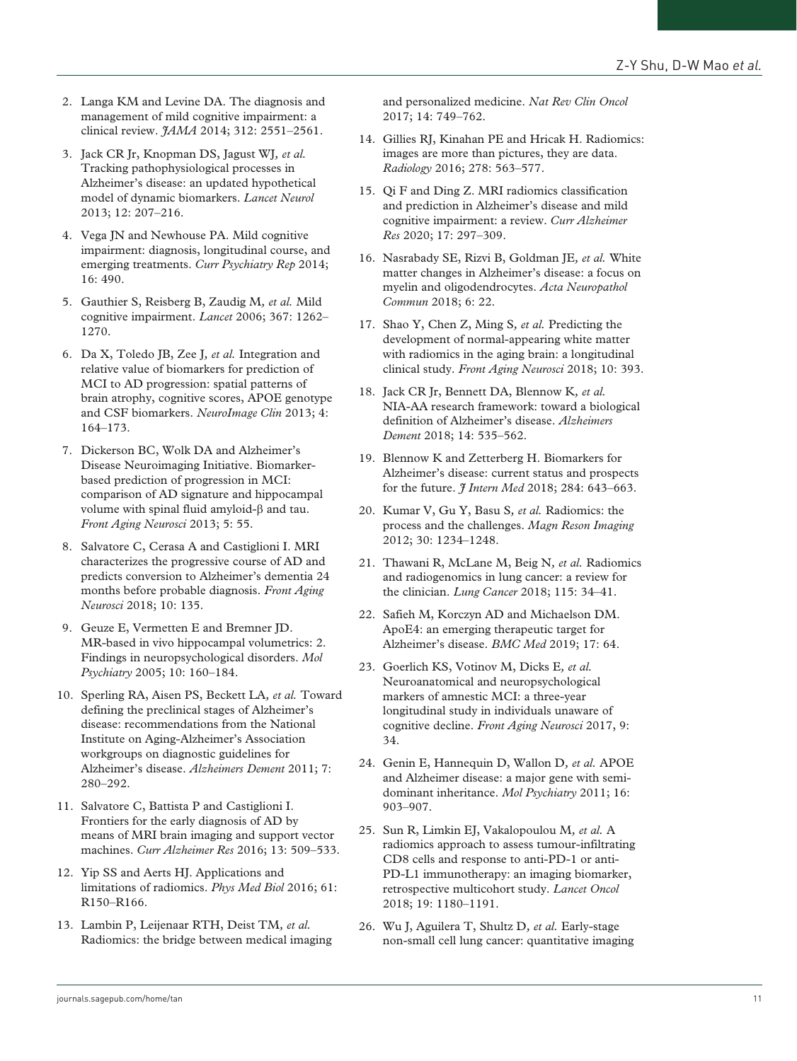2. Langa KM and Levine DA. The diagnosis and management of mild cognitive impairment: a clinical review. *JAMA* 2014; 312: 2551–2561.

3. Jack CR Jr, Knopman DS, Jagust WJ*, et al.* Tracking pathophysiological processes in Alzheimer's disease: an updated hypothetical model of dynamic biomarkers. *Lancet Neurol* 2013; 12: 207–216.

4. Vega JN and Newhouse PA. Mild cognitive impairment: diagnosis, longitudinal course, and emerging treatments. *Curr Psychiatry Rep* 2014; 16: 490.

5. Gauthier S, Reisberg B, Zaudig M*, et al.* Mild cognitive impairment. *Lancet* 2006; 367: 1262–1270.

6. Da X, Toledo JB, Zee J*, et al.* Integration and relative value of biomarkers for prediction of MCI to AD progression: spatial patterns of brain atrophy, cognitive scores, APOE genotype and CSF biomarkers. *NeuroImage Clin* 2013; 4: 164–173.

7. Dickerson BC, Wolk DA and Alzheimer's Disease Neuroimaging Initiative. Biomarker-based prediction of progression in MCI: comparison of AD signature and hippocampal volume with spinal fluid amyloid-β and tau. *Front Aging Neurosci* 2013; 5: 55.

8. Salvatore C, Cerasa A and Castiglioni I. MRI characterizes the progressive course of AD and predicts conversion to Alzheimer's dementia 24 months before probable diagnosis. *Front Aging Neurosci* 2018; 10: 135.

9. Geuze E, Vermetten E and Bremner JD. MR-based in vivo hippocampal volumetrics: 2. Findings in neuropsychological disorders. *Mol Psychiatry* 2005; 10: 160–184.

10. Sperling RA, Aisen PS, Beckett LA*, et al.* Toward defining the preclinical stages of Alzheimer's disease: recommendations from the National Institute on Aging-Alzheimer's Association workgroups on diagnostic guidelines for Alzheimer's disease. *Alzheimers Dement* 2011; 7: 280–292.

11. Salvatore C, Battista P and Castiglioni I. Frontiers for the early diagnosis of AD by means of MRI brain imaging and support vector machines. *Curr Alzheimer Res* 2016; 13: 509–533.

12. Yip SS and Aerts HJ. Applications and limitations of radiomics. *Phys Med Biol* 2016; 61: R150–R166.

13. Lambin P, Leijenaar RTH, Deist TM*, et al.* Radiomics: the bridge between medical imaging and personalized medicine. *Nat Rev Clin Oncol* 2017; 14: 749–762.

14. Gillies RJ, Kinahan PE and Hricak H. Radiomics: images are more than pictures, they are data. *Radiology* 2016; 278: 563–577.

15. Qi F and Ding Z. MRI radiomics classification and prediction in Alzheimer's disease and mild cognitive impairment: a review. *Curr Alzheimer Res* 2020; 17: 297–309.

16. Nasrabady SE, Rizvi B, Goldman JE*, et al.* White matter changes in Alzheimer's disease: a focus on myelin and oligodendrocytes. *Acta Neuropathol Commun* 2018; 6: 22.

17. Shao Y, Chen Z, Ming S*, et al.* Predicting the development of normal-appearing white matter with radiomics in the aging brain: a longitudinal clinical study. *Front Aging Neurosci* 2018; 10: 393.

18. Jack CR Jr, Bennett DA, Blennow K*, et al.* NIA-AA research framework: toward a biological definition of Alzheimer's disease. *Alzheimers Dement* 2018; 14: 535–562.

19. Blennow K and Zetterberg H. Biomarkers for Alzheimer's disease: current status and prospects for the future. *J Intern Med* 2018; 284: 643–663.

20. Kumar V, Gu Y, Basu S*, et al.* Radiomics: the process and the challenges. *Magn Reson Imaging* 2012; 30: 1234–1248.

21. Thawani R, McLane M, Beig N*, et al.* Radiomics and radiogenomics in lung cancer: a review for the clinician. *Lung Cancer* 2018; 115: 34–41.

22. Safieh M, Korczyn AD and Michaelson DM. ApoE4: an emerging therapeutic target for Alzheimer's disease. *BMC Med* 2019; 17: 64.

23. Goerlich KS, Votinov M, Dicks E*, et al.* Neuroanatomical and neuropsychological markers of amnestic MCI: a three-year longitudinal study in individuals unaware of cognitive decline. *Front Aging Neurosci* 2017, 9: 34.

24. Genin E, Hannequin D, Wallon D*, et al.* APOE and Alzheimer disease: a major gene with semi-dominant inheritance. *Mol Psychiatry* 2011; 16: 903–907.

25. Sun R, Limkin EJ, Vakalopoulou M*, et al.* A radiomics approach to assess tumour-infiltrating CD8 cells and response to anti-PD-1 or anti-PD-L1 immunotherapy: an imaging biomarker, retrospective multicohort study. *Lancet Oncol* 2018; 19: 1180–1191.

26. Wu J, Aguilera T, Shultz D*, et al.* Early-stage non-small cell lung cancer: quantitative imaging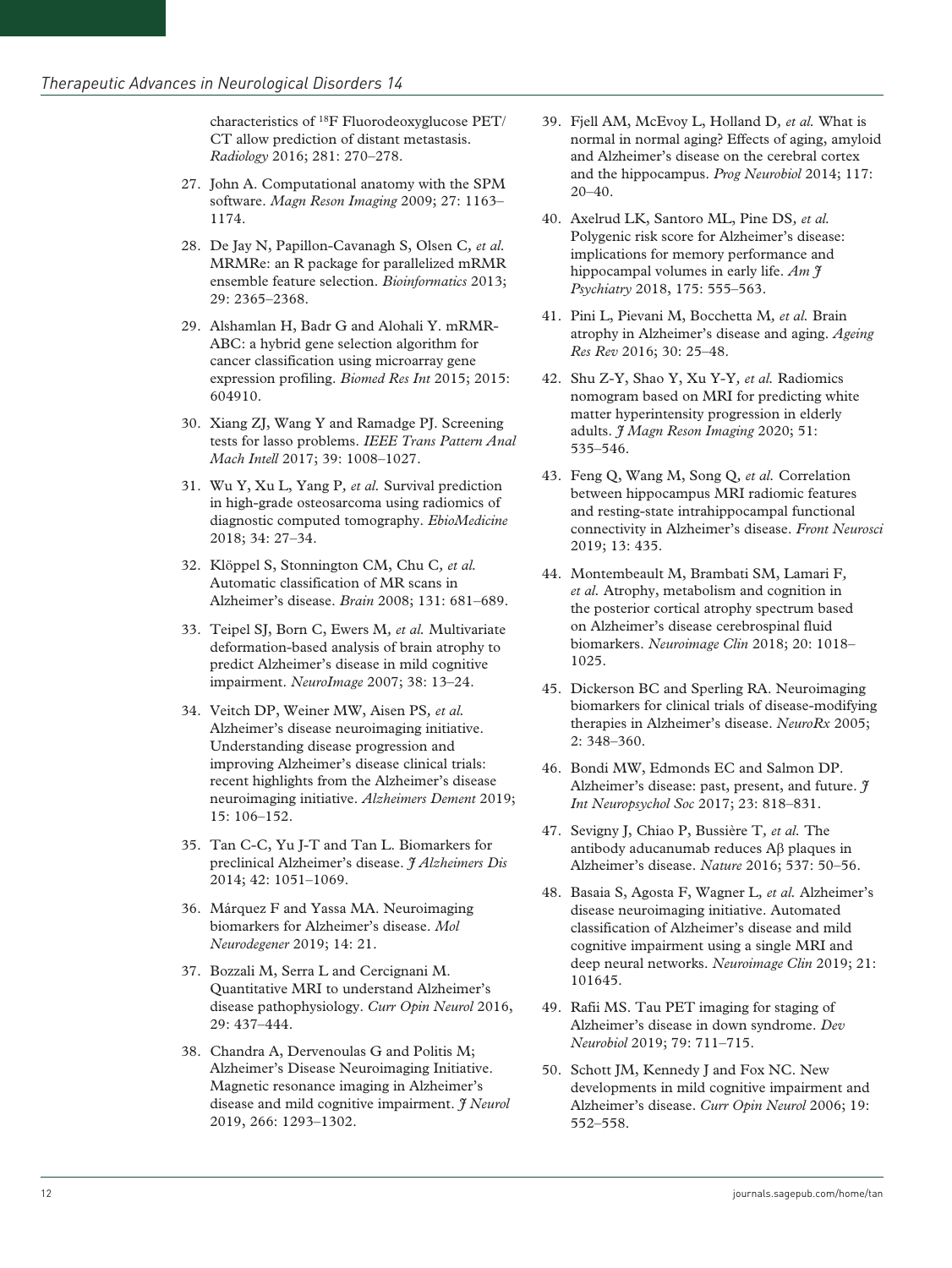characteristics of $^{18}$F Fluorodeoxyglucose PET/CT allow prediction of distant metastasis. *Radiology* 2016; 281: 270–278.

27. John A. Computational anatomy with the SPM software. *Magn Reson Imaging* 2009; 27: 1163–1174.
28. De Jay N, Papillon-Cavanagh S, Olsen C, *et al.* MRMRe: an R package for parallelized mRMR ensemble feature selection. *Bioinformatics* 2013; 29: 2365–2368.
29. Alshamlan H, Badr G and Alohali Y. mRMR-ABC: a hybrid gene selection algorithm for cancer classification using microarray gene expression profiling. *Biomed Res Int* 2015; 2015: 604910.
30. Xiang ZJ, Wang Y and Ramadge PJ. Screening tests for lasso problems. *IEEE Trans Pattern Anal Mach Intell* 2017; 39: 1008–1027.
31. Wu Y, Xu L, Yang P, *et al.* Survival prediction in high-grade osteosarcoma using radiomics of diagnostic computed tomography. *EbioMedicine* 2018; 34: 27–34.
32. Klöppel S, Stonnington CM, Chu C, *et al.* Automatic classification of MR scans in Alzheimer's disease. *Brain* 2008; 131: 681–689.
33. Teipel SJ, Born C, Ewers M, *et al.* Multivariate deformation-based analysis of brain atrophy to predict Alzheimer's disease in mild cognitive impairment. *NeuroImage* 2007; 38: 13–24.
34. Veitch DP, Weiner MW, Aisen PS, *et al.* Alzheimer's disease neuroimaging initiative. Understanding disease progression and improving Alzheimer's disease clinical trials: recent highlights from the Alzheimer's disease neuroimaging initiative. *Alzheimers Dement* 2019; 15: 106–152.
35. Tan C-C, Yu J-T and Tan L. Biomarkers for preclinical Alzheimer's disease. *J Alzheimers Dis* 2014; 42: 1051–1069.
36. Márquez F and Yassa MA. Neuroimaging biomarkers for Alzheimer's disease. *Mol Neurodegener* 2019; 14: 21.
37. Bozzali M, Serra L and Cercignani M. Quantitative MRI to understand Alzheimer's disease pathophysiology. *Curr Opin Neurol* 2016, 29: 437–444.
38. Chandra A, Dervenoulas G and Politis M; Alzheimer's Disease Neuroimaging Initiative. Magnetic resonance imaging in Alzheimer's disease and mild cognitive impairment. *J Neurol* 2019, 266: 1293–1302.
39. Fjell AM, McEvoy L, Holland D, *et al.* What is normal in normal aging? Effects of aging, amyloid and Alzheimer's disease on the cerebral cortex and the hippocampus. *Prog Neurobiol* 2014; 117: 20–40.
40. Axelrud LK, Santoro ML, Pine DS, *et al.* Polygenic risk score for Alzheimer's disease: implications for memory performance and hippocampal volumes in early life. *Am J Psychiatry* 2018, 175: 555–563.
41. Pini L, Pievani M, Bocchetta M, *et al.* Brain atrophy in Alzheimer's disease and aging. *Ageing Res Rev* 2016; 30: 25–48.
42. Shu Z-Y, Shao Y, Xu Y-Y, *et al.* Radiomics nomogram based on MRI for predicting white matter hyperintensity progression in elderly adults. *J Magn Reson Imaging* 2020; 51: 535–546.
43. Feng Q, Wang M, Song Q, *et al.* Correlation between hippocampus MRI radiomic features and resting-state intrahippocampal functional connectivity in Alzheimer's disease. *Front Neurosci* 2019; 13: 435.
44. Montembeault M, Brambati SM, Lamari F, *et al.* Atrophy, metabolism and cognition in the posterior cortical atrophy spectrum based on Alzheimer's disease cerebrospinal fluid biomarkers. *Neuroimage Clin* 2018; 20: 1018–1025.
45. Dickerson BC and Sperling RA. Neuroimaging biomarkers for clinical trials of disease-modifying therapies in Alzheimer's disease. *NeuroRx* 2005; 2: 348–360.
46. Bondi MW, Edmonds EC and Salmon DP. Alzheimer's disease: past, present, and future. *J Int Neuropsychol Soc* 2017; 23: 818–831.
47. Sevigny J, Chiao P, Bussière T, *et al.* The antibody aducanumab reduces Aβ plaques in Alzheimer's disease. *Nature* 2016; 537: 50–56.
48. Basaia S, Agosta F, Wagner L, *et al.* Alzheimer's disease neuroimaging initiative. Automated classification of Alzheimer's disease and mild cognitive impairment using a single MRI and deep neural networks. *Neuroimage Clin* 2019; 21: 101645.
49. Rafii MS. Tau PET imaging for staging of Alzheimer's disease in down syndrome. *Dev Neurobiol* 2019; 79: 711–715.
50. Schott JM, Kennedy J and Fox NC. New developments in mild cognitive impairment and Alzheimer's disease. *Curr Opin Neurol* 2006; 19: 552–558.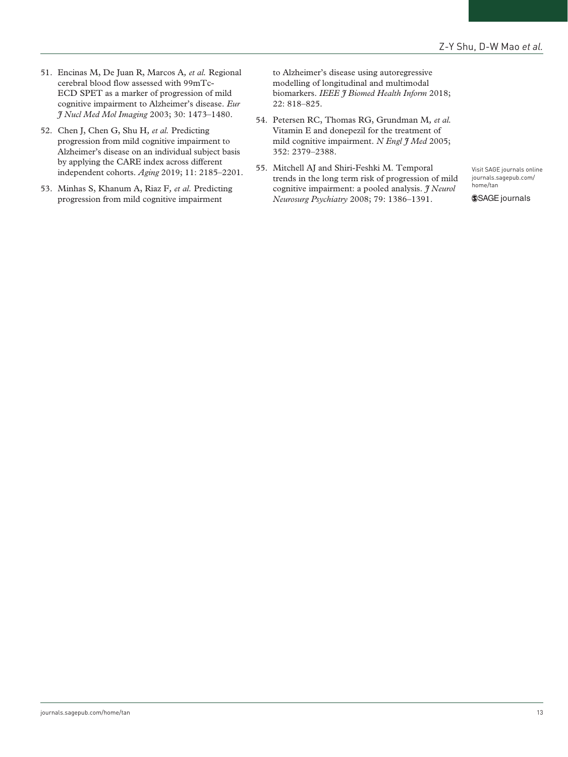51. Encinas M, De Juan R, Marcos A, *et al.* Regional cerebral blood flow assessed with 99mTc-ECD SPET as a marker of progression of mild cognitive impairment to Alzheimer's disease. *Eur J Nucl Med Mol Imaging* 2003; 30: 1473–1480.

52. Chen J, Chen G, Shu H, *et al.* Predicting progression from mild cognitive impairment to Alzheimer's disease on an individual subject basis by applying the CARE index across different independent cohorts. *Aging* 2019; 11: 2185–2201.

53. Minhas S, Khanum A, Riaz F, *et al.* Predicting progression from mild cognitive impairment to Alzheimer's disease using autoregressive modelling of longitudinal and multimodal biomarkers. *IEEE J Biomed Health Inform* 2018; 22: 818–825.

54. Petersen RC, Thomas RG, Grundman M, *et al.* Vitamin E and donepezil for the treatment of mild cognitive impairment. *N Engl J Med* 2005; 352: 2379–2388.

55. Mitchell AJ and Shiri-Feshki M. Temporal trends in the long term risk of progression of mild cognitive impairment: a pooled analysis. *J Neurol Neurosurg Psychiatry* 2008; 79: 1386–1391.

Visit SAGE journals online journals.sagepub.com/home/tan

SAGE journals